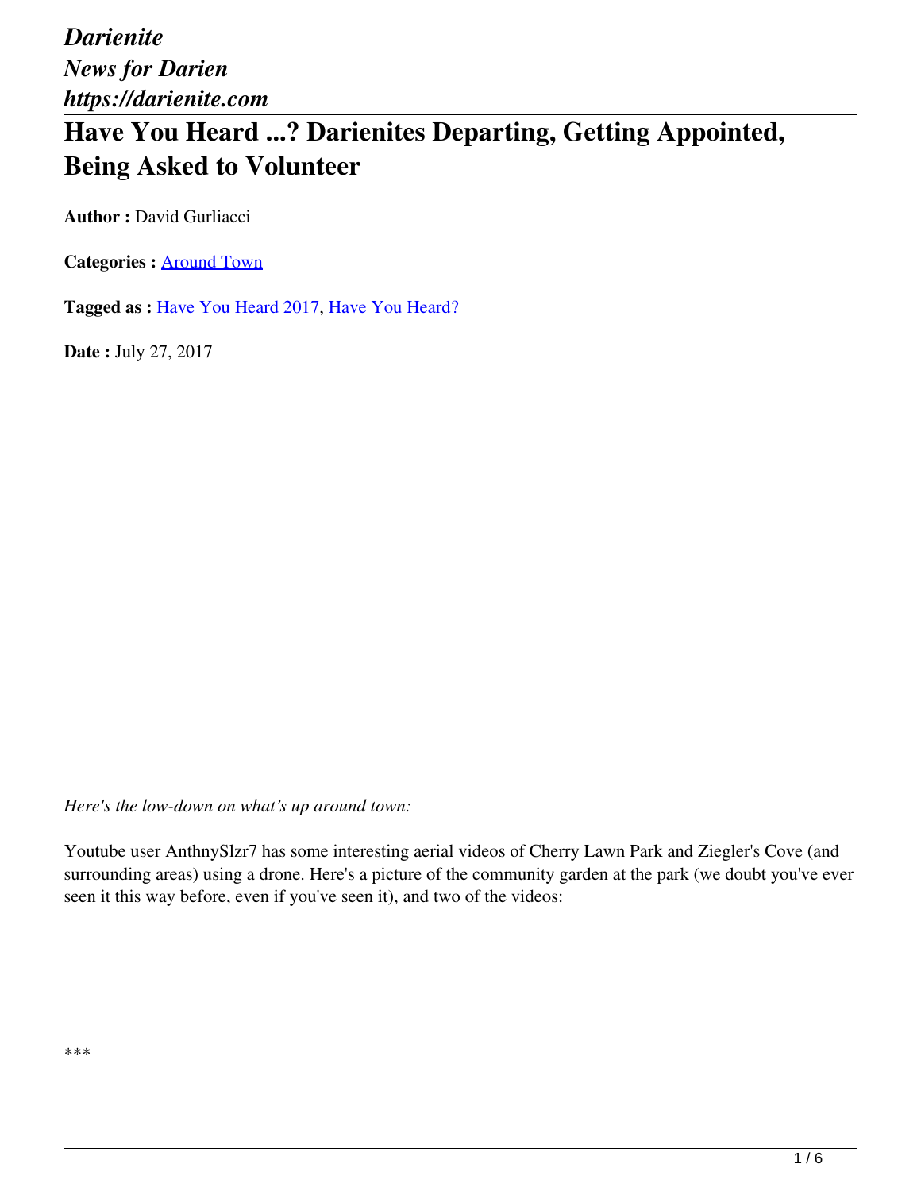*Darienite*
*News for Darien*
*https://darienite.com*

# Have You Heard ...? Darienites Departing, Getting Appointed, Being Asked to Volunteer

**Author :** David Gurliacci

**Categories :** [Around Town]

**Tagged as :** [Have You Heard 2017], [Have You Heard?]

**Date :** July 27, 2017

*Here's the low-down on what's up around town:*

Youtube user AnthnySlzr7 has some interesting aerial videos of Cherry Lawn Park and Ziegler's Cove (and surrounding areas) using a drone. Here's a picture of the community garden at the park (we doubt you've ever seen it this way before, even if you've seen it), and two of the videos:

***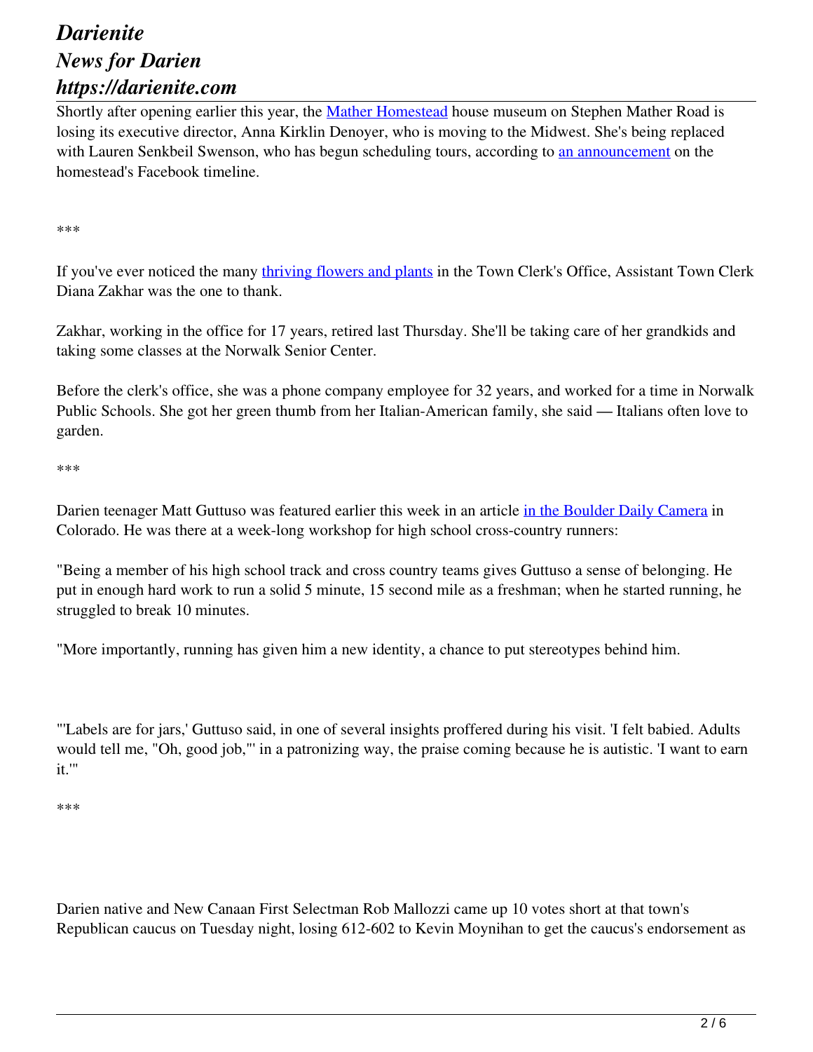Shortly after opening earlier this year, the Mather Homestead house museum on Stephen Mather Road is losing its executive director, Anna Kirklin Denoyer, who is moving to the Midwest. She's being replaced with Lauren Senkbeil Swenson, who has begun scheduling tours, according to an announcement on the homestead's Facebook timeline.

***

If you've ever noticed the many thriving flowers and plants in the Town Clerk's Office, Assistant Town Clerk Diana Zakhar was the one to thank.

Zakhar, working in the office for 17 years, retired last Thursday. She'll be taking care of her grandkids and taking some classes at the Norwalk Senior Center.

Before the clerk's office, she was a phone company employee for 32 years, and worked for a time in Norwalk Public Schools. She got her green thumb from her Italian-American family, she said — Italians often love to garden.

***

Darien teenager Matt Guttuso was featured earlier this week in an article in the Boulder Daily Camera in Colorado. He was there at a week-long workshop for high school cross-country runners:

"Being a member of his high school track and cross country teams gives Guttuso a sense of belonging. He put in enough hard work to run a solid 5 minute, 15 second mile as a freshman; when he started running, he struggled to break 10 minutes.

"More importantly, running has given him a new identity, a chance to put stereotypes behind him.

"'Labels are for jars,' Guttuso said, in one of several insights proffered during his visit. 'I felt babied. Adults would tell me, "Oh, good job,"' in a patronizing way, the praise coming because he is autistic. 'I want to earn it.'"

***

Darien native and New Canaan First Selectman Rob Mallozzi came up 10 votes short at that town's Republican caucus on Tuesday night, losing 612-602 to Kevin Moynihan to get the caucus's endorsement as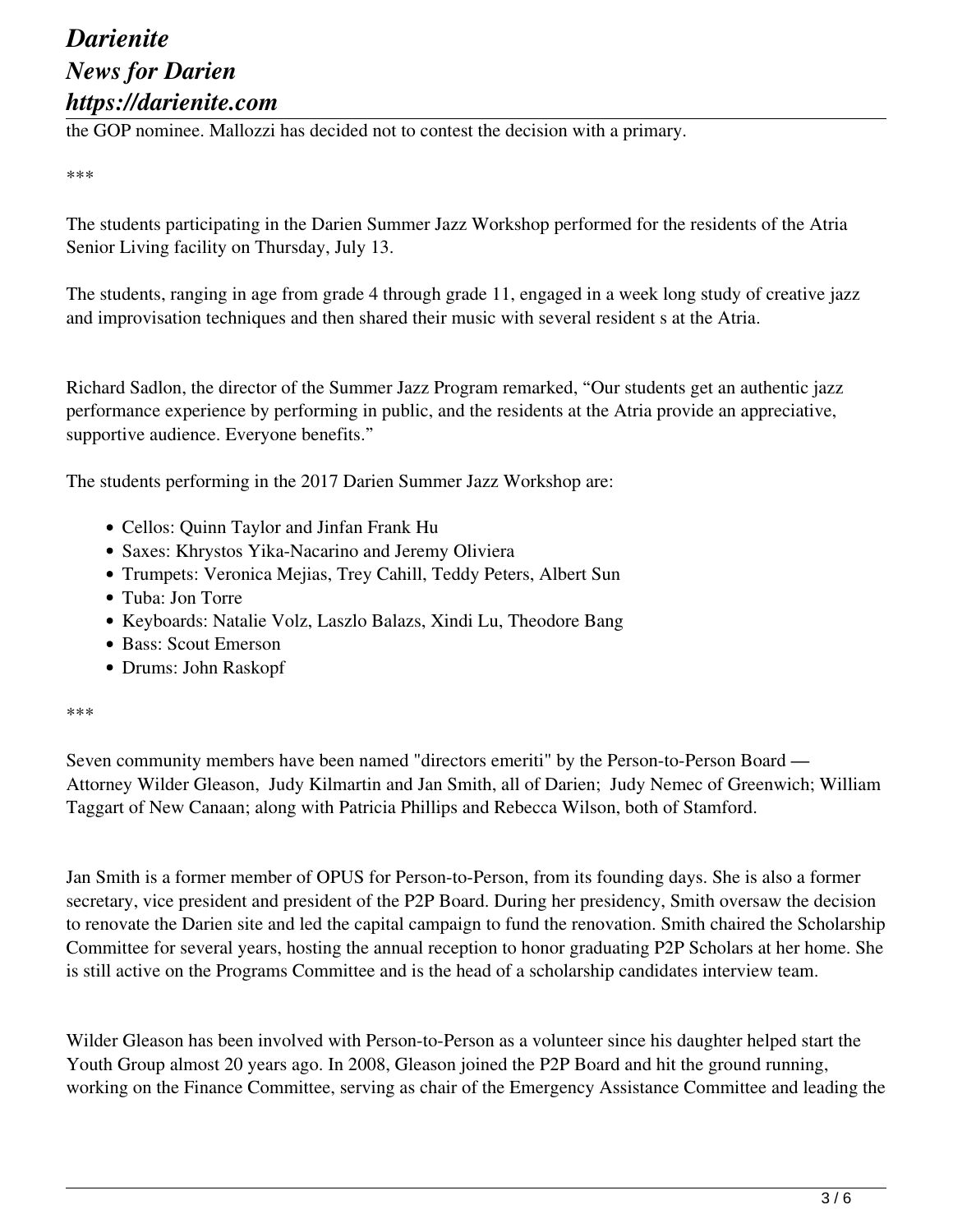the GOP nominee. Mallozzi has decided not to contest the decision with a primary.

***

The students participating in the Darien Summer Jazz Workshop performed for the residents of the Atria Senior Living facility on Thursday, July 13.

The students, ranging in age from grade 4 through grade 11, engaged in a week long study of creative jazz and improvisation techniques and then shared their music with several resident s at the Atria.

Richard Sadlon, the director of the Summer Jazz Program remarked, "Our students get an authentic jazz performance experience by performing in public, and the residents at the Atria provide an appreciative, supportive audience. Everyone benefits."

The students performing in the 2017 Darien Summer Jazz Workshop are:

- Cellos: Quinn Taylor and Jinfan Frank Hu
- Saxes: Khrystos Yika-Nacarino and Jeremy Oliviera
- Trumpets: Veronica Mejias, Trey Cahill, Teddy Peters, Albert Sun
- Tuba: Jon Torre
- Keyboards: Natalie Volz, Laszlo Balazs, Xindi Lu, Theodore Bang
- Bass: Scout Emerson
- Drums: John Raskopf

***

Seven community members have been named "directors emeriti" by the Person-to-Person Board — Attorney Wilder Gleason, Judy Kilmartin and Jan Smith, all of Darien; Judy Nemec of Greenwich; William Taggart of New Canaan; along with Patricia Phillips and Rebecca Wilson, both of Stamford.

Jan Smith is a former member of OPUS for Person-to-Person, from its founding days. She is also a former secretary, vice president and president of the P2P Board. During her presidency, Smith oversaw the decision to renovate the Darien site and led the capital campaign to fund the renovation. Smith chaired the Scholarship Committee for several years, hosting the annual reception to honor graduating P2P Scholars at her home. She is still active on the Programs Committee and is the head of a scholarship candidates interview team.

Wilder Gleason has been involved with Person-to-Person as a volunteer since his daughter helped start the Youth Group almost 20 years ago. In 2008, Gleason joined the P2P Board and hit the ground running, working on the Finance Committee, serving as chair of the Emergency Assistance Committee and leading the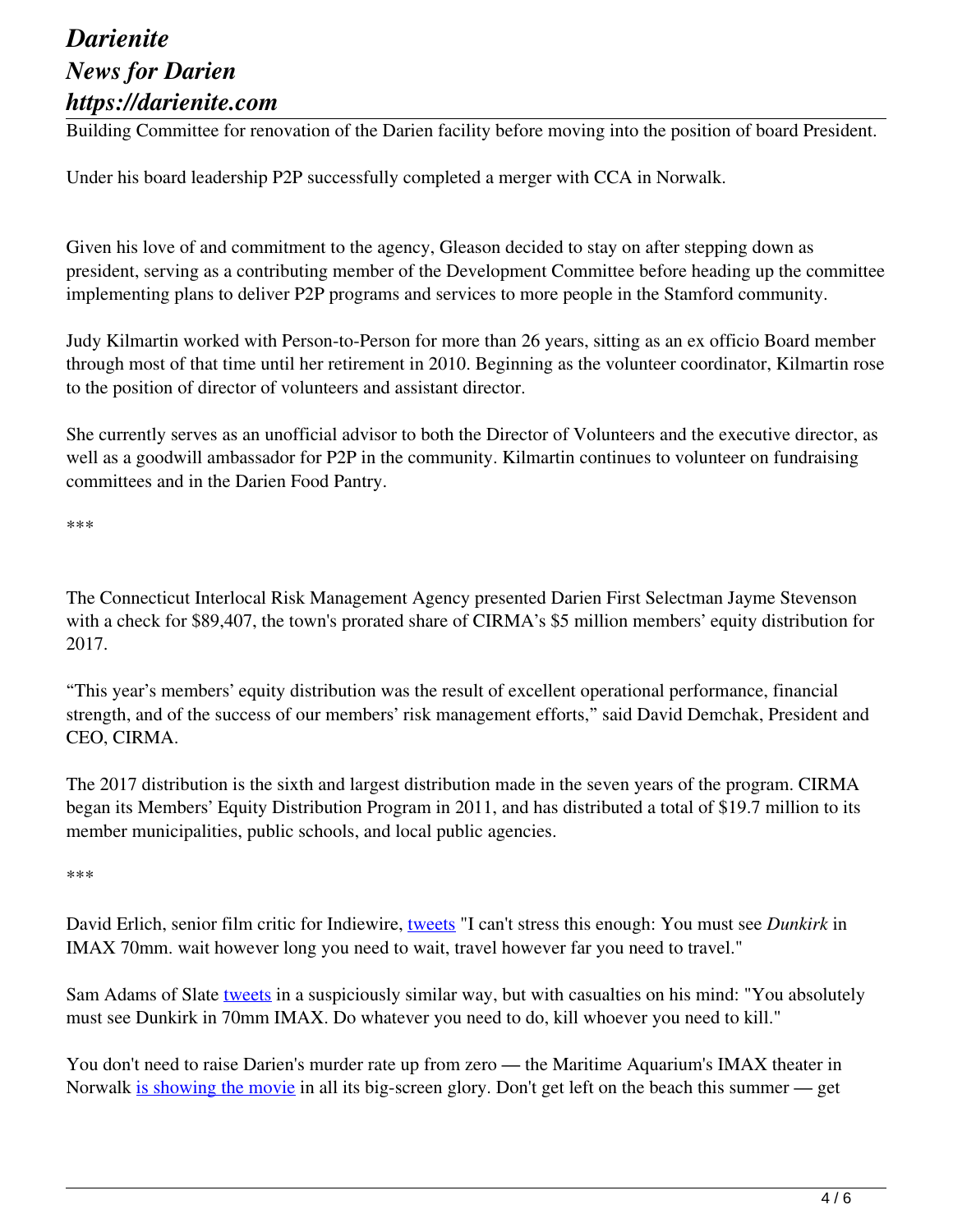Building Committee for renovation of the Darien facility before moving into the position of board President.

Under his board leadership P2P successfully completed a merger with CCA in Norwalk.

Given his love of and commitment to the agency, Gleason decided to stay on after stepping down as president, serving as a contributing member of the Development Committee before heading up the committee implementing plans to deliver P2P programs and services to more people in the Stamford community.

Judy Kilmartin worked with Person-to-Person for more than 26 years, sitting as an ex officio Board member through most of that time until her retirement in 2010. Beginning as the volunteer coordinator, Kilmartin rose to the position of director of volunteers and assistant director.

She currently serves as an unofficial advisor to both the Director of Volunteers and the executive director, as well as a goodwill ambassador for P2P in the community. Kilmartin continues to volunteer on fundraising committees and in the Darien Food Pantry.

\*\*\*

The Connecticut Interlocal Risk Management Agency presented Darien First Selectman Jayme Stevenson with a check for $89,407, the town's prorated share of CIRMA's $5 million members' equity distribution for 2017.

"This year's members' equity distribution was the result of excellent operational performance, financial strength, and of the success of our members' risk management efforts," said David Demchak, President and CEO, CIRMA.

The 2017 distribution is the sixth and largest distribution made in the seven years of the program. CIRMA began its Members' Equity Distribution Program in 2011, and has distributed a total of $19.7 million to its member municipalities, public schools, and local public agencies.

\*\*\*

David Erlich, senior film critic for Indiewire, tweets "I can't stress this enough: You must see *Dunkirk* in IMAX 70mm. wait however long you need to wait, travel however far you need to travel."

Sam Adams of Slate tweets in a suspiciously similar way, but with casualties on his mind: "You absolutely must see Dunkirk in 70mm IMAX. Do whatever you need to do, kill whoever you need to kill."

You don't need to raise Darien's murder rate up from zero — the Maritime Aquarium's IMAX theater in Norwalk is showing the movie in all its big-screen glory. Don't get left on the beach this summer — get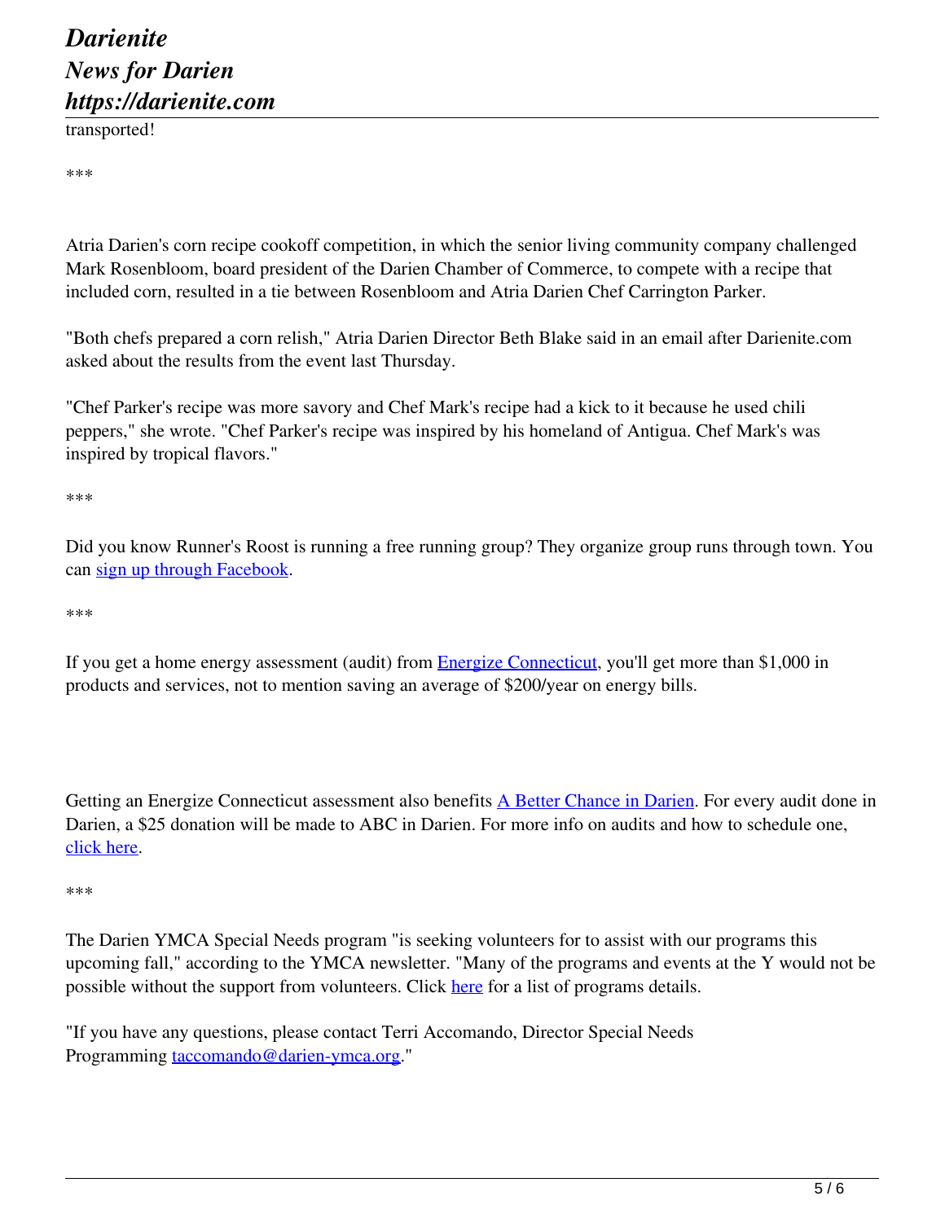transported!

***

Atria Darien's corn recipe cookoff competition, in which the senior living community company challenged Mark Rosenbloom, board president of the Darien Chamber of Commerce, to compete with a recipe that included corn, resulted in a tie between Rosenbloom and Atria Darien Chef Carrington Parker.

"Both chefs prepared a corn relish," Atria Darien Director Beth Blake said in an email after Darienite.com asked about the results from the event last Thursday.

"Chef Parker's recipe was more savory and Chef Mark's recipe had a kick to it because he used chili peppers," she wrote. "Chef Parker's recipe was inspired by his homeland of Antigua. Chef Mark's was inspired by tropical flavors."

***

Did you know Runner's Roost is running a free running group? They organize group runs through town. You can sign up through Facebook.

***

If you get a home energy assessment (audit) from Energize Connecticut, you'll get more than $1,000 in products and services, not to mention saving an average of $200/year on energy bills.

Getting an Energize Connecticut assessment also benefits A Better Chance in Darien. For every audit done in Darien, a $25 donation will be made to ABC in Darien. For more info on audits and how to schedule one, click here.

***

The Darien YMCA Special Needs program "is seeking volunteers for to assist with our programs this upcoming fall," according to the YMCA newsletter. "Many of the programs and events at the Y would not be possible without the support from volunteers. Click here for a list of programs details.

"If you have any questions, please contact Terri Accomando, Director Special Needs Programming taccomando@darien-ymca.org."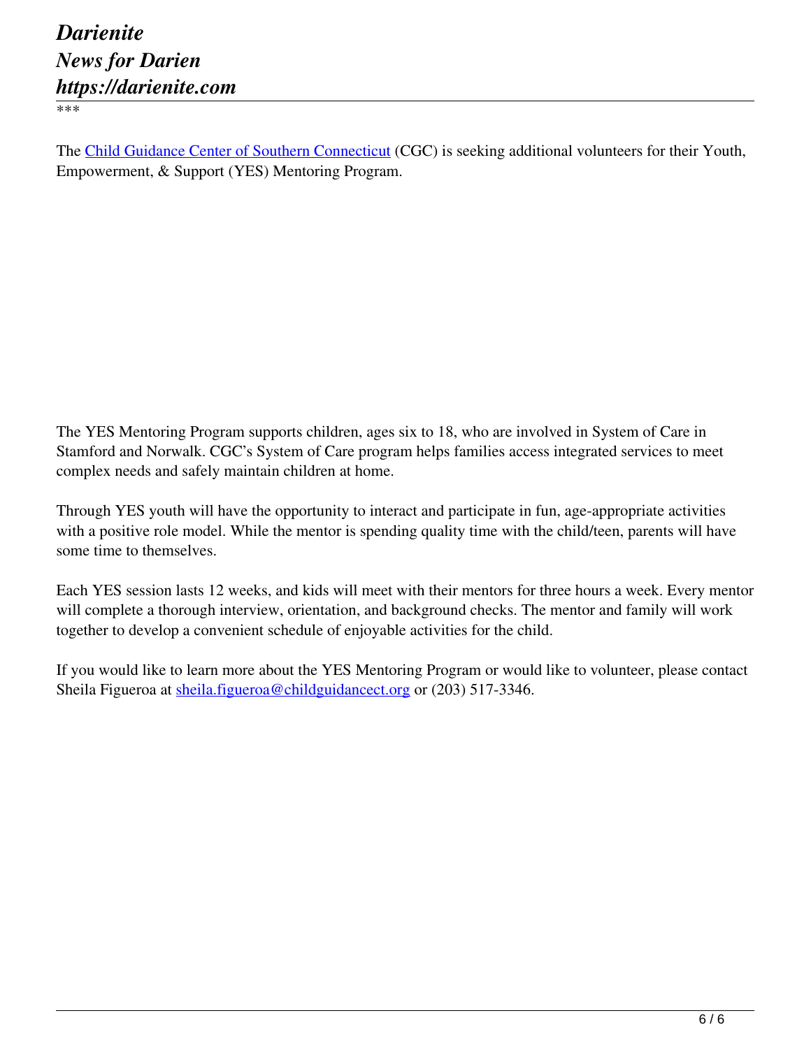***

The [Child Guidance Center of Southern Connecticut](https://darienite.com) (CGC) is seeking additional volunteers for their Youth, Empowerment, & Support (YES) Mentoring Program.

The YES Mentoring Program supports children, ages six to 18, who are involved in System of Care in Stamford and Norwalk. CGC's System of Care program helps families access integrated services to meet complex needs and safely maintain children at home.

Through YES youth will have the opportunity to interact and participate in fun, age-appropriate activities with a positive role model. While the mentor is spending quality time with the child/teen, parents will have some time to themselves.

Each YES session lasts 12 weeks, and kids will meet with their mentors for three hours a week. Every mentor will complete a thorough interview, orientation, and background checks. The mentor and family will work together to develop a convenient schedule of enjoyable activities for the child.

If you would like to learn more about the YES Mentoring Program or would like to volunteer, please contact Sheila Figueroa at sheila.figueroa@childguidancect.org or (203) 517-3346.